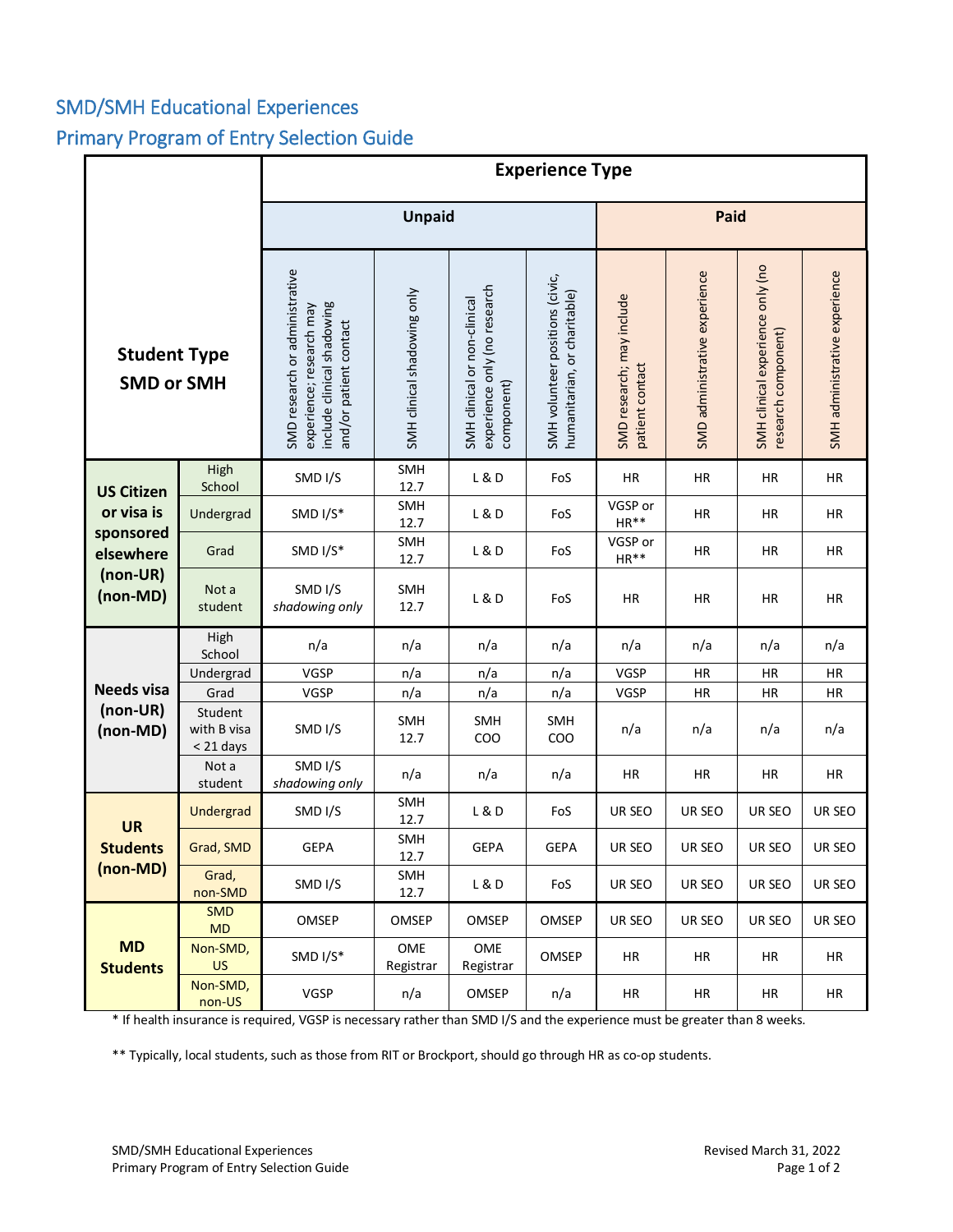# SMD/SMH Educational Experiences

## Primary Program of Entry Selection Guide

| Student Type SMD or SMH | | Experience Type | | | | | | | |
|---|---|---|---|---|---|---|---|---|---|
| | | Unpaid | | | | Paid | | | |
| | | SMD research or administrative experience; research may include clinical shadowing and/or patient contact | SMH clinical shadowing only | SMH clinical or non-clinical experience only (no research component) | SMH volunteer positions (civic, humanitarian, or charitable) | SMD research; may include patient contact | SMD administrative experience | SMH clinical experience only (no research component) | SMH administrative experience |
| **US Citizen or visa is sponsored elsewhere (non-UR) (non-MD)** | High School | SMD I/S | SMH 12.7 | L & D | FoS | HR | HR | HR | HR |
| | Undergrad | SMD I/S* | SMH 12.7 | L & D | FoS | VGSP or HR** | HR | HR | HR |
| | Grad | SMD I/S* | SMH 12.7 | L & D | FoS | VGSP or HR** | HR | HR | HR |
| | Not a student | SMD I/S *shadowing only* | SMH 12.7 | L & D | FoS | HR | HR | HR | HR |
| **Needs visa (non-UR) (non-MD)** | High School | n/a | n/a | n/a | n/a | n/a | n/a | n/a | n/a |
| | Undergrad | VGSP | n/a | n/a | n/a | VGSP | HR | HR | HR |
| | Grad | VGSP | n/a | n/a | n/a | VGSP | HR | HR | HR |
| | Student with B visa < 21 days | SMD I/S | SMH 12.7 | SMH COO | SMH COO | n/a | n/a | n/a | n/a |
| | Not a student | SMD I/S *shadowing only* | n/a | n/a | n/a | HR | HR | HR | HR |
| **UR Students (non-MD)** | Undergrad | SMD I/S | SMH 12.7 | L & D | FoS | UR SEO | UR SEO | UR SEO | UR SEO |
| | Grad, SMD | GEPA | SMH 12.7 | GEPA | GEPA | UR SEO | UR SEO | UR SEO | UR SEO |
| | Grad, non-SMD | SMD I/S | SMH 12.7 | L & D | FoS | UR SEO | UR SEO | UR SEO | UR SEO |
| **MD Students** | SMD MD | OMSEP | OMSEP | OMSEP | OMSEP | UR SEO | UR SEO | UR SEO | UR SEO |
| | Non-SMD, US | SMD I/S* | OME Registrar | OME Registrar | OMSEP | HR | HR | HR | HR |
| | Non-SMD, non-US | VGSP | n/a | OMSEP | n/a | HR | HR | HR | HR |

\* If health insurance is required, VGSP is necessary rather than SMD I/S and the experience must be greater than 8 weeks.

\*\* Typically, local students, such as those from RIT or Brockport, should go through HR as co-op students.

Revised March 31, 2022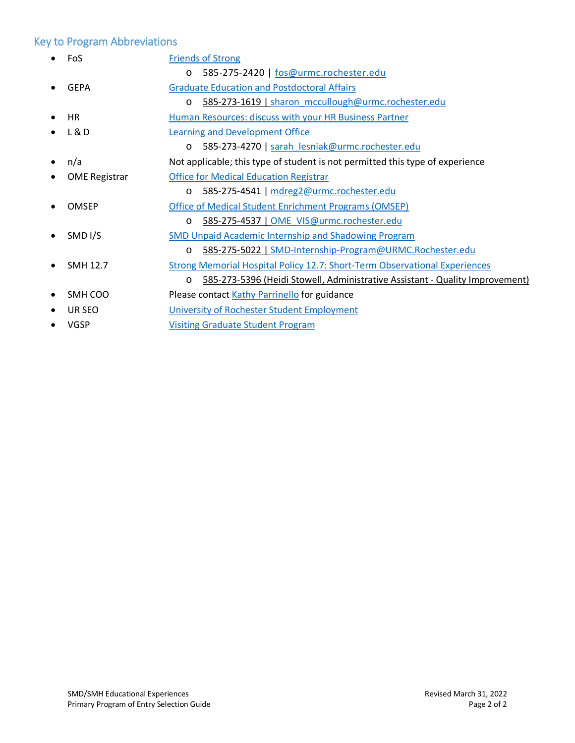## Key to Program Abbreviations

- FoS — Friends of Strong
  - 585-275-2420 | fos@urmc.rochester.edu
- GEPA — Graduate Education and Postdoctoral Affairs
  - 585-273-1619 | sharon_mccullough@urmc.rochester.edu
- HR — Human Resources: discuss with your HR Business Partner
- L & D — Learning and Development Office
  - 585-273-4270 | sarah_lesniak@urmc.rochester.edu
- n/a — Not applicable; this type of student is not permitted this type of experience
- OME Registrar — Office for Medical Education Registrar
  - 585-275-4541 | mdreg2@urmc.rochester.edu
- OMSEP — Office of Medical Student Enrichment Programs (OMSEP)
  - 585-275-4537 | OME_VIS@urmc.rochester.edu
- SMD I/S — SMD Unpaid Academic Internship and Shadowing Program
  - 585-275-5022 | SMD-Internship-Program@URMC.Rochester.edu
- SMH 12.7 — Strong Memorial Hospital Policy 12.7: Short-Term Observational Experiences
  - 585-273-5396 (Heidi Stowell, Administrative Assistant - Quality Improvement)
- SMH COO — Please contact Kathy Parrinello for guidance
- UR SEO — University of Rochester Student Employment
- VGSP — Visiting Graduate Student Program